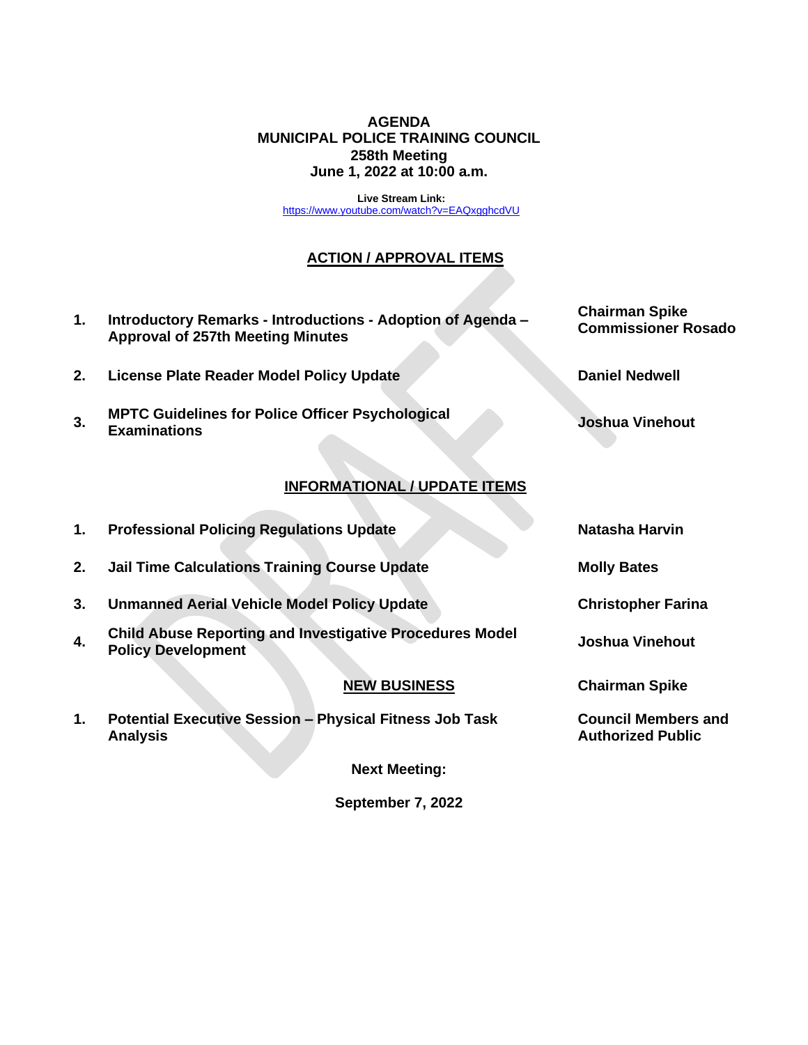# AGENDA
## MUNICIPAL POLICE TRAINING COUNCIL
### 258th Meeting
### June 1, 2022 at 10:00 a.m.

**Live Stream Link:**
https://www.youtube.com/watch?v=EAQxgghcdVU

## ACTION / APPROVAL ITEMS

| | Item | Presenter |
|---|---|---|
| 1. | **Introductory Remarks - Introductions - Adoption of Agenda – Approval of 257th Meeting Minutes** | **Chairman Spike**<br>**Commissioner Rosado** |
| 2. | **License Plate Reader Model Policy Update** | **Daniel Nedwell** |
| 3. | **MPTC Guidelines for Police Officer Psychological Examinations** | **Joshua Vinehout** |

## INFORMATIONAL / UPDATE ITEMS

| | Item | Presenter |
|---|---|---|
| 1. | **Professional Policing Regulations Update** | **Natasha Harvin** |
| 2. | **Jail Time Calculations Training Course Update** | **Molly Bates** |
| 3. | **Unmanned Aerial Vehicle Model Policy Update** | **Christopher Farina** |
| 4. | **Child Abuse Reporting and Investigative Procedures Model Policy Development** | **Joshua Vinehout** |

## NEW BUSINESS

**Chairman Spike**

| | Item | Presenter |
|---|---|---|
| 1. | **Potential Executive Session – Physical Fitness Job Task Analysis** | **Council Members and Authorized Public** |

**Next Meeting:**

**September 7, 2022**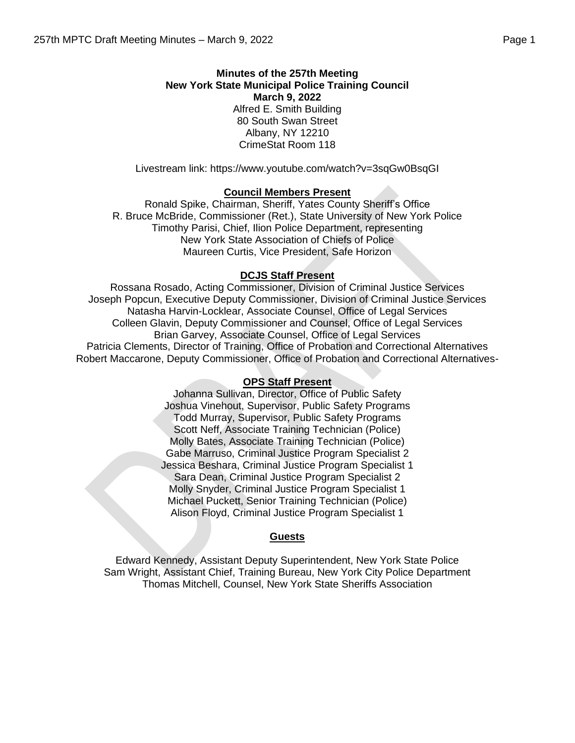**Minutes of the 257th Meeting**
**New York State Municipal Police Training Council**
**March 9, 2022**

Alfred E. Smith Building
80 South Swan Street
Albany, NY 12210
CrimeStat Room 118

Livestream link: https://www.youtube.com/watch?v=3sqGw0BsqGI

**Council Members Present**

Ronald Spike, Chairman, Sheriff, Yates County Sheriff's Office
R. Bruce McBride, Commissioner (Ret.), State University of New York Police
Timothy Parisi, Chief, Ilion Police Department, representing
New York State Association of Chiefs of Police
Maureen Curtis, Vice President, Safe Horizon

**DCJS Staff Present**

Rossana Rosado, Acting Commissioner, Division of Criminal Justice Services
Joseph Popcun, Executive Deputy Commissioner, Division of Criminal Justice Services
Natasha Harvin-Locklear, Associate Counsel, Office of Legal Services
Colleen Glavin, Deputy Commissioner and Counsel, Office of Legal Services
Brian Garvey, Associate Counsel, Office of Legal Services
Patricia Clements, Director of Training, Office of Probation and Correctional Alternatives
Robert Maccarone, Deputy Commissioner, Office of Probation and Correctional Alternatives-

**OPS Staff Present**

Johanna Sullivan, Director, Office of Public Safety
Joshua Vinehout, Supervisor, Public Safety Programs
Todd Murray, Supervisor, Public Safety Programs
Scott Neff, Associate Training Technician (Police)
Molly Bates, Associate Training Technician (Police)
Gabe Marruso, Criminal Justice Program Specialist 2
Jessica Beshara, Criminal Justice Program Specialist 1
Sara Dean, Criminal Justice Program Specialist 2
Molly Snyder, Criminal Justice Program Specialist 1
Michael Puckett, Senior Training Technician (Police)
Alison Floyd, Criminal Justice Program Specialist 1

**Guests**

Edward Kennedy, Assistant Deputy Superintendent, New York State Police
Sam Wright, Assistant Chief, Training Bureau, New York City Police Department
Thomas Mitchell, Counsel, New York State Sheriffs Association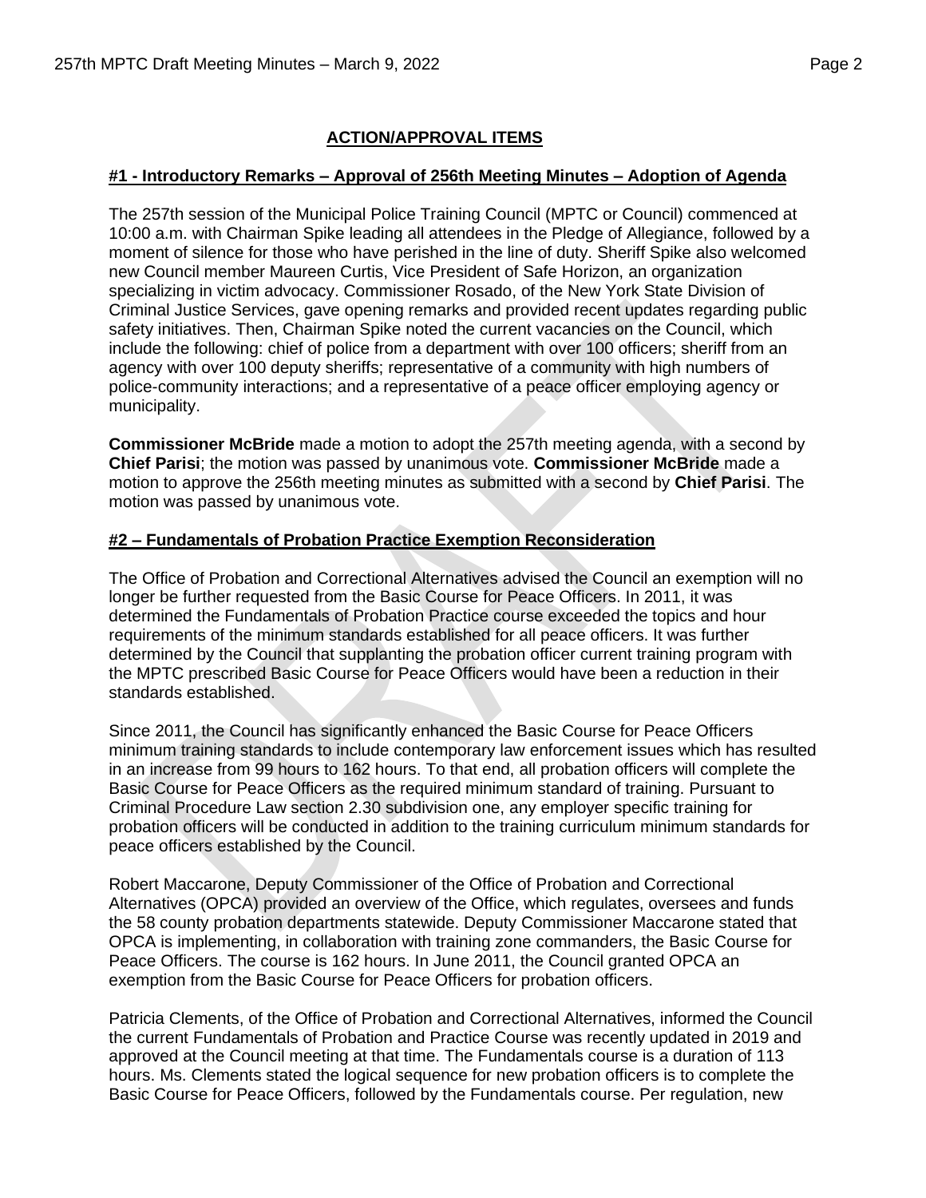## ACTION/APPROVAL ITEMS

### #1 - Introductory Remarks – Approval of 256th Meeting Minutes – Adoption of Agenda

The 257th session of the Municipal Police Training Council (MPTC or Council) commenced at 10:00 a.m. with Chairman Spike leading all attendees in the Pledge of Allegiance, followed by a moment of silence for those who have perished in the line of duty. Sheriff Spike also welcomed new Council member Maureen Curtis, Vice President of Safe Horizon, an organization specializing in victim advocacy. Commissioner Rosado, of the New York State Division of Criminal Justice Services, gave opening remarks and provided recent updates regarding public safety initiatives. Then, Chairman Spike noted the current vacancies on the Council, which include the following: chief of police from a department with over 100 officers; sheriff from an agency with over 100 deputy sheriffs; representative of a community with high numbers of police-community interactions; and a representative of a peace officer employing agency or municipality.

**Commissioner McBride** made a motion to adopt the 257th meeting agenda, with a second by **Chief Parisi**; the motion was passed by unanimous vote. **Commissioner McBride** made a motion to approve the 256th meeting minutes as submitted with a second by **Chief Parisi**. The motion was passed by unanimous vote.

### #2 – Fundamentals of Probation Practice Exemption Reconsideration

The Office of Probation and Correctional Alternatives advised the Council an exemption will no longer be further requested from the Basic Course for Peace Officers. In 2011, it was determined the Fundamentals of Probation Practice course exceeded the topics and hour requirements of the minimum standards established for all peace officers. It was further determined by the Council that supplanting the probation officer current training program with the MPTC prescribed Basic Course for Peace Officers would have been a reduction in their standards established.

Since 2011, the Council has significantly enhanced the Basic Course for Peace Officers minimum training standards to include contemporary law enforcement issues which has resulted in an increase from 99 hours to 162 hours. To that end, all probation officers will complete the Basic Course for Peace Officers as the required minimum standard of training. Pursuant to Criminal Procedure Law section 2.30 subdivision one, any employer specific training for probation officers will be conducted in addition to the training curriculum minimum standards for peace officers established by the Council.

Robert Maccarone, Deputy Commissioner of the Office of Probation and Correctional Alternatives (OPCA) provided an overview of the Office, which regulates, oversees and funds the 58 county probation departments statewide. Deputy Commissioner Maccarone stated that OPCA is implementing, in collaboration with training zone commanders, the Basic Course for Peace Officers. The course is 162 hours. In June 2011, the Council granted OPCA an exemption from the Basic Course for Peace Officers for probation officers.

Patricia Clements, of the Office of Probation and Correctional Alternatives, informed the Council the current Fundamentals of Probation and Practice Course was recently updated in 2019 and approved at the Council meeting at that time. The Fundamentals course is a duration of 113 hours. Ms. Clements stated the logical sequence for new probation officers is to complete the Basic Course for Peace Officers, followed by the Fundamentals course. Per regulation, new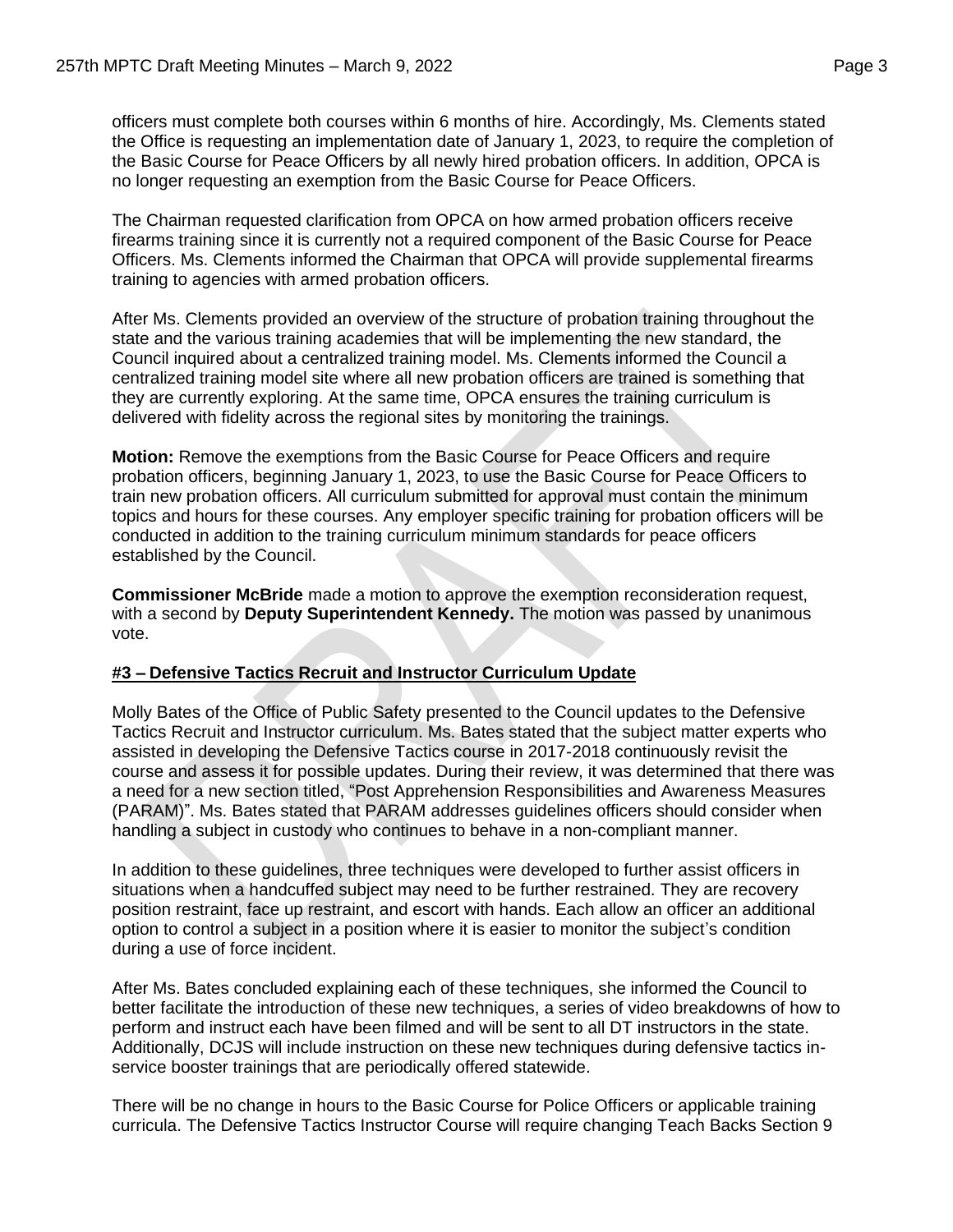officers must complete both courses within 6 months of hire. Accordingly, Ms. Clements stated the Office is requesting an implementation date of January 1, 2023, to require the completion of the Basic Course for Peace Officers by all newly hired probation officers. In addition, OPCA is no longer requesting an exemption from the Basic Course for Peace Officers.

The Chairman requested clarification from OPCA on how armed probation officers receive firearms training since it is currently not a required component of the Basic Course for Peace Officers. Ms. Clements informed the Chairman that OPCA will provide supplemental firearms training to agencies with armed probation officers.

After Ms. Clements provided an overview of the structure of probation training throughout the state and the various training academies that will be implementing the new standard, the Council inquired about a centralized training model. Ms. Clements informed the Council a centralized training model site where all new probation officers are trained is something that they are currently exploring. At the same time, OPCA ensures the training curriculum is delivered with fidelity across the regional sites by monitoring the trainings.

**Motion:** Remove the exemptions from the Basic Course for Peace Officers and require probation officers, beginning January 1, 2023, to use the Basic Course for Peace Officers to train new probation officers. All curriculum submitted for approval must contain the minimum topics and hours for these courses. Any employer specific training for probation officers will be conducted in addition to the training curriculum minimum standards for peace officers established by the Council.

**Commissioner McBride** made a motion to approve the exemption reconsideration request, with a second by **Deputy Superintendent Kennedy.** The motion was passed by unanimous vote.

**#3 – Defensive Tactics Recruit and Instructor Curriculum Update**

Molly Bates of the Office of Public Safety presented to the Council updates to the Defensive Tactics Recruit and Instructor curriculum. Ms. Bates stated that the subject matter experts who assisted in developing the Defensive Tactics course in 2017-2018 continuously revisit the course and assess it for possible updates. During their review, it was determined that there was a need for a new section titled, "Post Apprehension Responsibilities and Awareness Measures (PARAM)". Ms. Bates stated that PARAM addresses guidelines officers should consider when handling a subject in custody who continues to behave in a non-compliant manner.

In addition to these guidelines, three techniques were developed to further assist officers in situations when a handcuffed subject may need to be further restrained. They are recovery position restraint, face up restraint, and escort with hands. Each allow an officer an additional option to control a subject in a position where it is easier to monitor the subject's condition during a use of force incident.

After Ms. Bates concluded explaining each of these techniques, she informed the Council to better facilitate the introduction of these new techniques, a series of video breakdowns of how to perform and instruct each have been filmed and will be sent to all DT instructors in the state. Additionally, DCJS will include instruction on these new techniques during defensive tactics in-service booster trainings that are periodically offered statewide.

There will be no change in hours to the Basic Course for Police Officers or applicable training curricula. The Defensive Tactics Instructor Course will require changing Teach Backs Section 9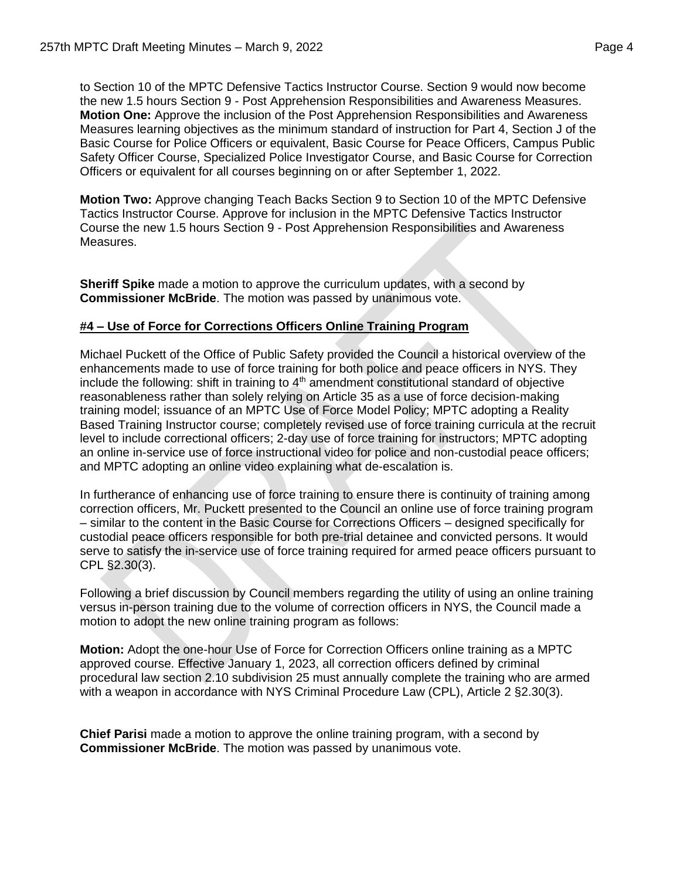to Section 10 of the MPTC Defensive Tactics Instructor Course. Section 9 would now become the new 1.5 hours Section 9 - Post Apprehension Responsibilities and Awareness Measures.
**Motion One:** Approve the inclusion of the Post Apprehension Responsibilities and Awareness Measures learning objectives as the minimum standard of instruction for Part 4, Section J of the Basic Course for Police Officers or equivalent, Basic Course for Peace Officers, Campus Public Safety Officer Course, Specialized Police Investigator Course, and Basic Course for Correction Officers or equivalent for all courses beginning on or after September 1, 2022.

**Motion Two:** Approve changing Teach Backs Section 9 to Section 10 of the MPTC Defensive Tactics Instructor Course. Approve for inclusion in the MPTC Defensive Tactics Instructor Course the new 1.5 hours Section 9 - Post Apprehension Responsibilities and Awareness Measures.

**Sheriff Spike** made a motion to approve the curriculum updates, with a second by **Commissioner McBride**. The motion was passed by unanimous vote.

**#4 – Use of Force for Corrections Officers Online Training Program**

Michael Puckett of the Office of Public Safety provided the Council a historical overview of the enhancements made to use of force training for both police and peace officers in NYS. They include the following: shift in training to 4th amendment constitutional standard of objective reasonableness rather than solely relying on Article 35 as a use of force decision-making training model; issuance of an MPTC Use of Force Model Policy; MPTC adopting a Reality Based Training Instructor course; completely revised use of force training curricula at the recruit level to include correctional officers; 2-day use of force training for instructors; MPTC adopting an online in-service use of force instructional video for police and non-custodial peace officers; and MPTC adopting an online video explaining what de-escalation is.

In furtherance of enhancing use of force training to ensure there is continuity of training among correction officers, Mr. Puckett presented to the Council an online use of force training program – similar to the content in the Basic Course for Corrections Officers – designed specifically for custodial peace officers responsible for both pre-trial detainee and convicted persons. It would serve to satisfy the in-service use of force training required for armed peace officers pursuant to CPL §2.30(3).

Following a brief discussion by Council members regarding the utility of using an online training versus in-person training due to the volume of correction officers in NYS, the Council made a motion to adopt the new online training program as follows:

**Motion:** Adopt the one-hour Use of Force for Correction Officers online training as a MPTC approved course. Effective January 1, 2023, all correction officers defined by criminal procedural law section 2.10 subdivision 25 must annually complete the training who are armed with a weapon in accordance with NYS Criminal Procedure Law (CPL), Article 2 §2.30(3).

**Chief Parisi** made a motion to approve the online training program, with a second by **Commissioner McBride**. The motion was passed by unanimous vote.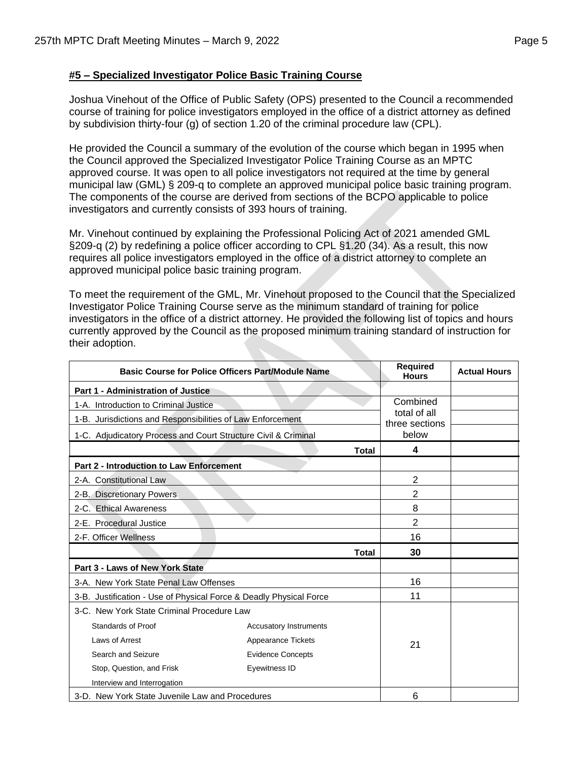#### #5 – Specialized Investigator Police Basic Training Course

Joshua Vinehout of the Office of Public Safety (OPS) presented to the Council a recommended course of training for police investigators employed in the office of a district attorney as defined by subdivision thirty-four (g) of section 1.20 of the criminal procedure law (CPL).

He provided the Council a summary of the evolution of the course which began in 1995 when the Council approved the Specialized Investigator Police Training Course as an MPTC approved course. It was open to all police investigators not required at the time by general municipal law (GML) § 209-q to complete an approved municipal police basic training program. The components of the course are derived from sections of the BCPO applicable to police investigators and currently consists of 393 hours of training.

Mr. Vinehout continued by explaining the Professional Policing Act of 2021 amended GML §209-q (2) by redefining a police officer according to CPL §1.20 (34). As a result, this now requires all police investigators employed in the office of a district attorney to complete an approved municipal police basic training program.

To meet the requirement of the GML, Mr. Vinehout proposed to the Council that the Specialized Investigator Police Training Course serve as the minimum standard of training for police investigators in the office of a district attorney. He provided the following list of topics and hours currently approved by the Council as the proposed minimum training standard of instruction for their adoption.

| Basic Course for Police Officers Part/Module Name | | Required Hours | Actual Hours |
|---|---|---|---|
| **Part 1 - Administration of Justice** | | | |
| 1-A. Introduction to Criminal Justice | | Combined total of all three sections below | |
| 1-B. Jurisdictions and Responsibilities of Law Enforcement | | | |
| 1-C. Adjudicatory Process and Court Structure Civil & Criminal | | | |
| | **Total** | **4** | |
| **Part 2 - Introduction to Law Enforcement** | | | |
| 2-A. Constitutional Law | | 2 | |
| 2-B. Discretionary Powers | | 2 | |
| 2-C. Ethical Awareness | | 8 | |
| 2-E. Procedural Justice | | 2 | |
| 2-F. Officer Wellness | | 16 | |
| | **Total** | **30** | |
| **Part 3 - Laws of New York State** | | | |
| 3-A. New York State Penal Law Offenses | | 16 | |
| 3-B. Justification - Use of Physical Force & Deadly Physical Force | | 11 | |
| 3-C. New York State Criminal Procedure Law | | 21 | |
| Standards of Proof | Accusatory Instruments | | |
| Laws of Arrest | Appearance Tickets | | |
| Search and Seizure | Evidence Concepts | | |
| Stop, Question, and Frisk | Eyewitness ID | | |
| Interview and Interrogation | | | |
| 3-D. New York State Juvenile Law and Procedures | | 6 | |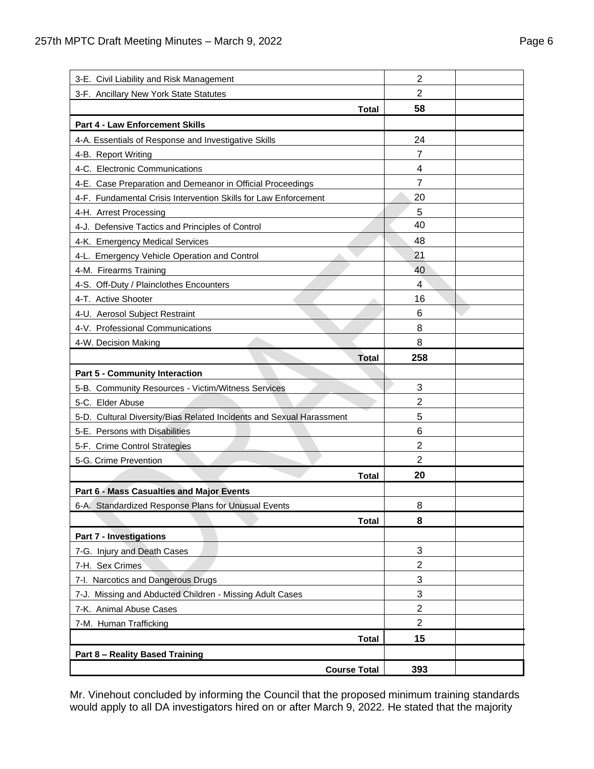| | | |
|---|---|---|
| 3-E. Civil Liability and Risk Management | 2 | |
| 3-F. Ancillary New York State Statutes | 2 | |
| **Total** | **58** | |
| **Part 4 - Law Enforcement Skills** | | |
| 4-A. Essentials of Response and Investigative Skills | 24 | |
| 4-B. Report Writing | 7 | |
| 4-C. Electronic Communications | 4 | |
| 4-E. Case Preparation and Demeanor in Official Proceedings | 7 | |
| 4-F. Fundamental Crisis Intervention Skills for Law Enforcement | 20 | |
| 4-H. Arrest Processing | 5 | |
| 4-J. Defensive Tactics and Principles of Control | 40 | |
| 4-K. Emergency Medical Services | 48 | |
| 4-L. Emergency Vehicle Operation and Control | 21 | |
| 4-M. Firearms Training | 40 | |
| 4-S. Off-Duty / Plainclothes Encounters | 4 | |
| 4-T. Active Shooter | 16 | |
| 4-U. Aerosol Subject Restraint | 6 | |
| 4-V. Professional Communications | 8 | |
| 4-W. Decision Making | 8 | |
| **Total** | **258** | |
| **Part 5 - Community Interaction** | | |
| 5-B. Community Resources - Victim/Witness Services | 3 | |
| 5-C. Elder Abuse | 2 | |
| 5-D. Cultural Diversity/Bias Related Incidents and Sexual Harassment | 5 | |
| 5-E. Persons with Disabilities | 6 | |
| 5-F. Crime Control Strategies | 2 | |
| 5-G. Crime Prevention | 2 | |
| **Total** | **20** | |
| **Part 6 - Mass Casualties and Major Events** | | |
| 6-A. Standardized Response Plans for Unusual Events | 8 | |
| **Total** | **8** | |
| **Part 7 - Investigations** | | |
| 7-G. Injury and Death Cases | 3 | |
| 7-H. Sex Crimes | 2 | |
| 7-I. Narcotics and Dangerous Drugs | 3 | |
| 7-J. Missing and Abducted Children - Missing Adult Cases | 3 | |
| 7-K. Animal Abuse Cases | 2 | |
| 7-M. Human Trafficking | 2 | |
| **Total** | **15** | |
| **Part 8 – Reality Based Training** | | |
| **Course Total** | **393** | |

Mr. Vinehout concluded by informing the Council that the proposed minimum training standards would apply to all DA investigators hired on or after March 9, 2022. He stated that the majority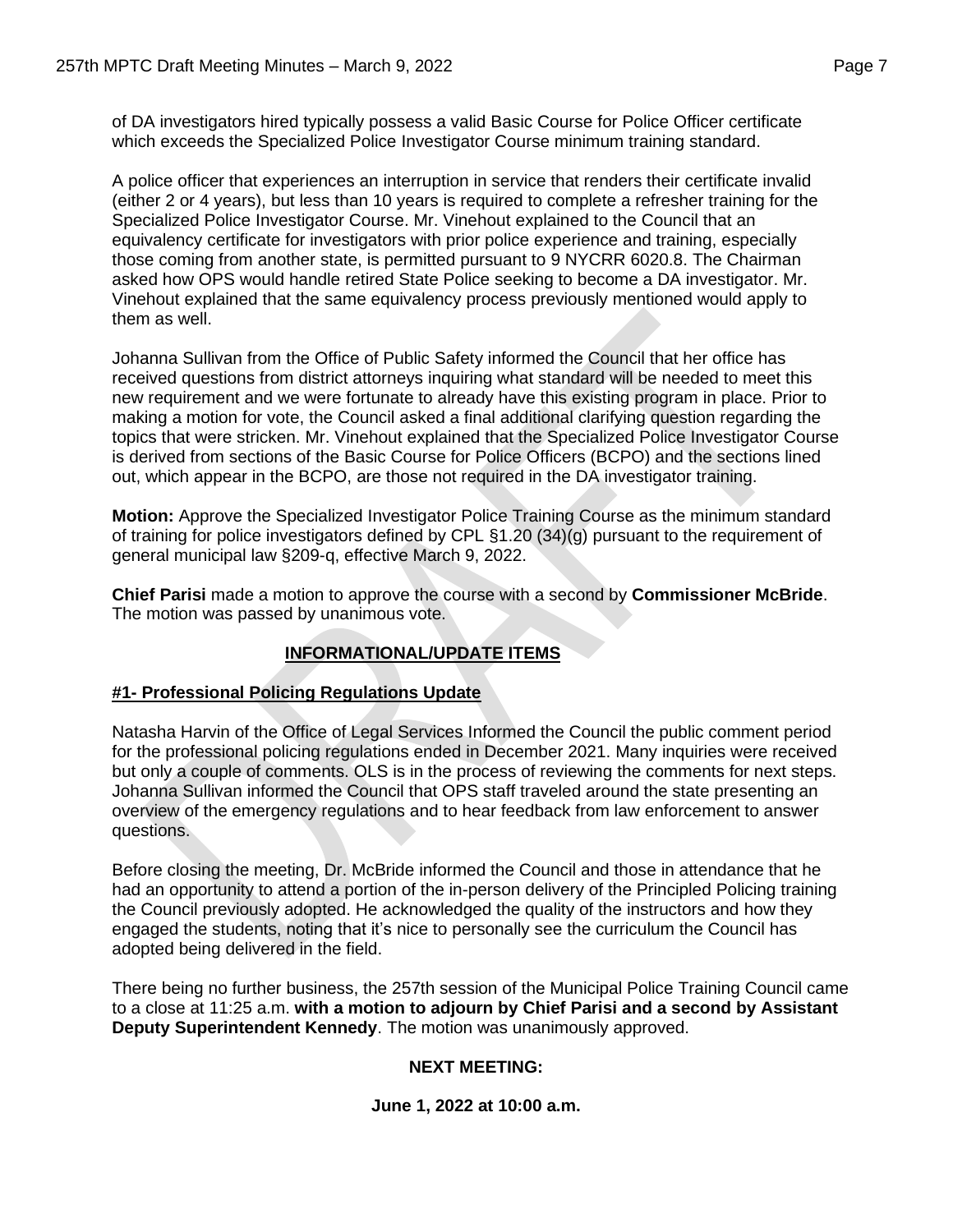of DA investigators hired typically possess a valid Basic Course for Police Officer certificate which exceeds the Specialized Police Investigator Course minimum training standard.

A police officer that experiences an interruption in service that renders their certificate invalid (either 2 or 4 years), but less than 10 years is required to complete a refresher training for the Specialized Police Investigator Course. Mr. Vinehout explained to the Council that an equivalency certificate for investigators with prior police experience and training, especially those coming from another state, is permitted pursuant to 9 NYCRR 6020.8. The Chairman asked how OPS would handle retired State Police seeking to become a DA investigator. Mr. Vinehout explained that the same equivalency process previously mentioned would apply to them as well.

Johanna Sullivan from the Office of Public Safety informed the Council that her office has received questions from district attorneys inquiring what standard will be needed to meet this new requirement and we were fortunate to already have this existing program in place. Prior to making a motion for vote, the Council asked a final additional clarifying question regarding the topics that were stricken. Mr. Vinehout explained that the Specialized Police Investigator Course is derived from sections of the Basic Course for Police Officers (BCPO) and the sections lined out, which appear in the BCPO, are those not required in the DA investigator training.

**Motion:** Approve the Specialized Investigator Police Training Course as the minimum standard of training for police investigators defined by CPL §1.20 (34)(g) pursuant to the requirement of general municipal law §209-q, effective March 9, 2022.

**Chief Parisi** made a motion to approve the course with a second by **Commissioner McBride**. The motion was passed by unanimous vote.

## INFORMATIONAL/UPDATE ITEMS

### #1- Professional Policing Regulations Update

Natasha Harvin of the Office of Legal Services Informed the Council the public comment period for the professional policing regulations ended in December 2021. Many inquiries were received but only a couple of comments. OLS is in the process of reviewing the comments for next steps. Johanna Sullivan informed the Council that OPS staff traveled around the state presenting an overview of the emergency regulations and to hear feedback from law enforcement to answer questions.

Before closing the meeting, Dr. McBride informed the Council and those in attendance that he had an opportunity to attend a portion of the in-person delivery of the Principled Policing training the Council previously adopted. He acknowledged the quality of the instructors and how they engaged the students, noting that it's nice to personally see the curriculum the Council has adopted being delivered in the field.

There being no further business, the 257th session of the Municipal Police Training Council came to a close at 11:25 a.m. **with a motion to adjourn by Chief Parisi and a second by Assistant Deputy Superintendent Kennedy**. The motion was unanimously approved.

**NEXT MEETING:**

**June 1, 2022 at 10:00 a.m.**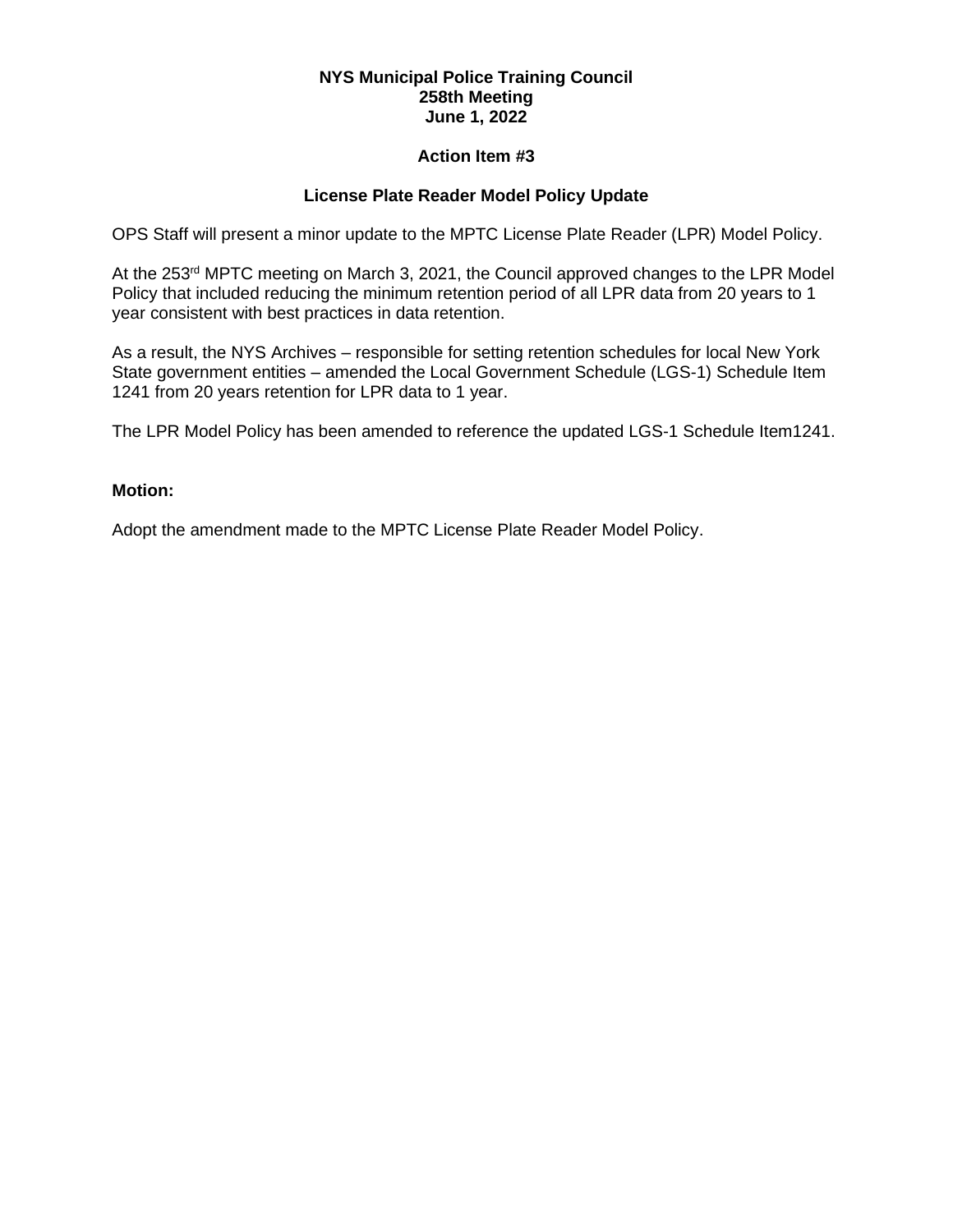**NYS Municipal Police Training Council**
**258th Meeting**
**June 1, 2022**

**Action Item #3**

**License Plate Reader Model Policy Update**

OPS Staff will present a minor update to the MPTC License Plate Reader (LPR) Model Policy.

At the 253rd MPTC meeting on March 3, 2021, the Council approved changes to the LPR Model Policy that included reducing the minimum retention period of all LPR data from 20 years to 1 year consistent with best practices in data retention.

As a result, the NYS Archives – responsible for setting retention schedules for local New York State government entities – amended the Local Government Schedule (LGS-1) Schedule Item 1241 from 20 years retention for LPR data to 1 year.

The LPR Model Policy has been amended to reference the updated LGS-1 Schedule Item1241.

**Motion:**

Adopt the amendment made to the MPTC License Plate Reader Model Policy.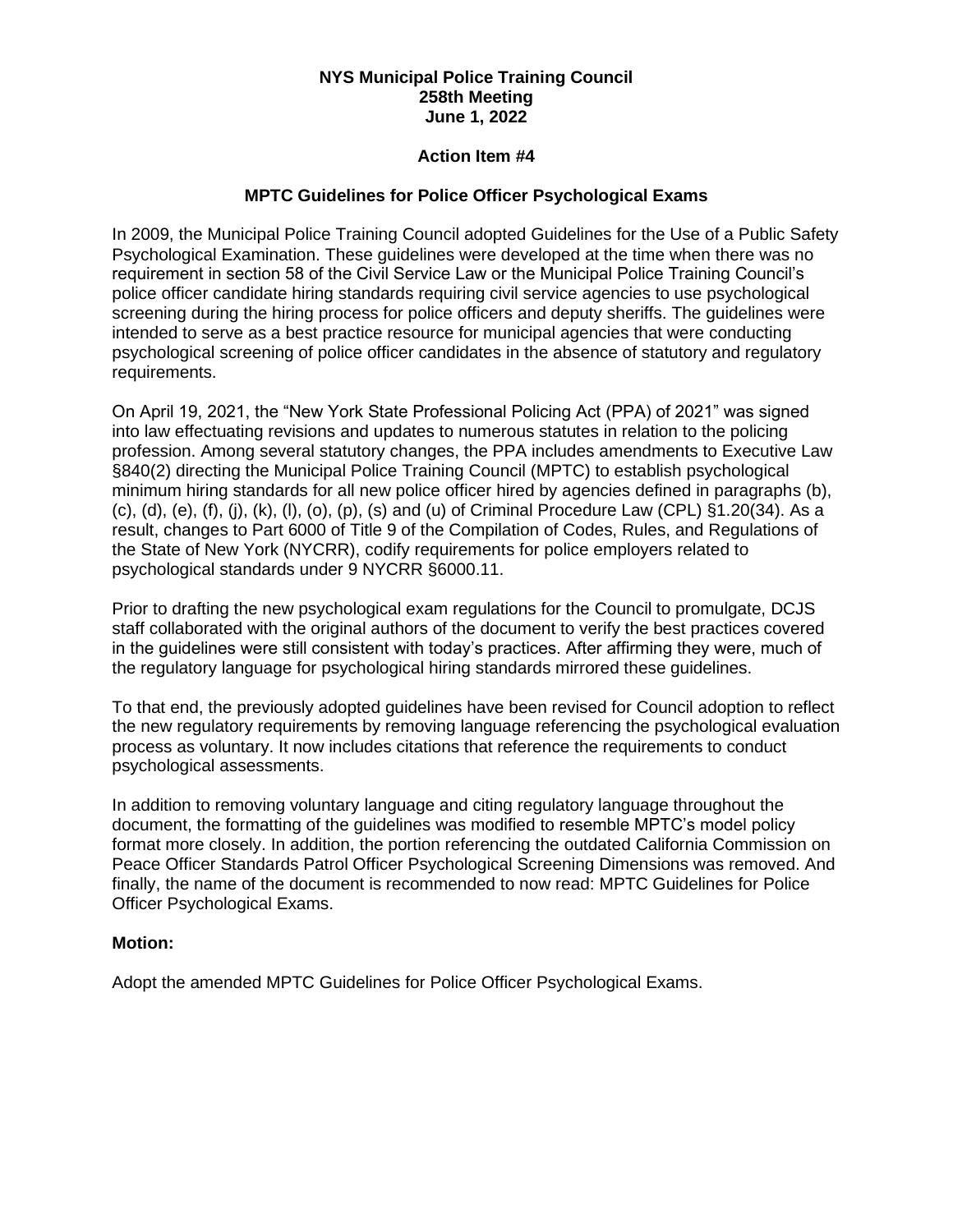**NYS Municipal Police Training Council**
**258th Meeting**
**June 1, 2022**

**Action Item #4**

**MPTC Guidelines for Police Officer Psychological Exams**

In 2009, the Municipal Police Training Council adopted Guidelines for the Use of a Public Safety Psychological Examination. These guidelines were developed at the time when there was no requirement in section 58 of the Civil Service Law or the Municipal Police Training Council's police officer candidate hiring standards requiring civil service agencies to use psychological screening during the hiring process for police officers and deputy sheriffs. The guidelines were intended to serve as a best practice resource for municipal agencies that were conducting psychological screening of police officer candidates in the absence of statutory and regulatory requirements.

On April 19, 2021, the "New York State Professional Policing Act (PPA) of 2021" was signed into law effectuating revisions and updates to numerous statutes in relation to the policing profession. Among several statutory changes, the PPA includes amendments to Executive Law §840(2) directing the Municipal Police Training Council (MPTC) to establish psychological minimum hiring standards for all new police officer hired by agencies defined in paragraphs (b), (c), (d), (e), (f), (j), (k), (l), (o), (p), (s) and (u) of Criminal Procedure Law (CPL) §1.20(34). As a result, changes to Part 6000 of Title 9 of the Compilation of Codes, Rules, and Regulations of the State of New York (NYCRR), codify requirements for police employers related to psychological standards under 9 NYCRR §6000.11.

Prior to drafting the new psychological exam regulations for the Council to promulgate, DCJS staff collaborated with the original authors of the document to verify the best practices covered in the guidelines were still consistent with today's practices. After affirming they were, much of the regulatory language for psychological hiring standards mirrored these guidelines.

To that end, the previously adopted guidelines have been revised for Council adoption to reflect the new regulatory requirements by removing language referencing the psychological evaluation process as voluntary. It now includes citations that reference the requirements to conduct psychological assessments.

In addition to removing voluntary language and citing regulatory language throughout the document, the formatting of the guidelines was modified to resemble MPTC's model policy format more closely. In addition, the portion referencing the outdated California Commission on Peace Officer Standards Patrol Officer Psychological Screening Dimensions was removed. And finally, the name of the document is recommended to now read: MPTC Guidelines for Police Officer Psychological Exams.

**Motion:**

Adopt the amended MPTC Guidelines for Police Officer Psychological Exams.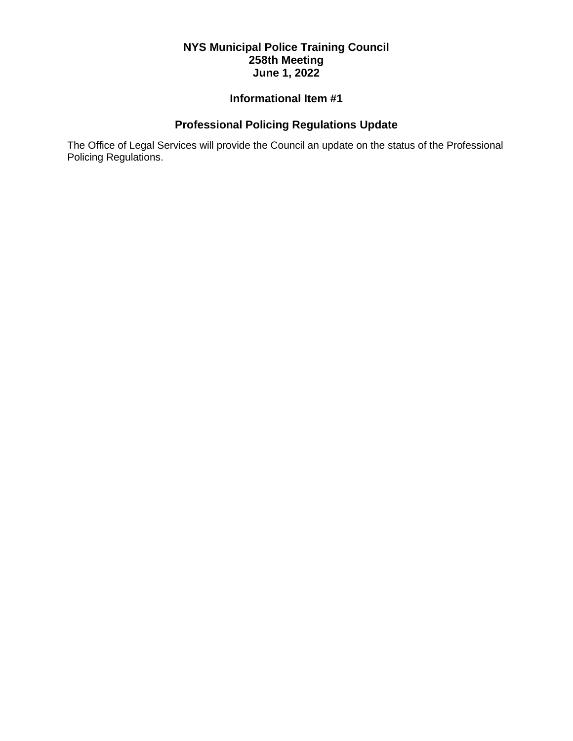**NYS Municipal Police Training Council**
**258th Meeting**
**June 1, 2022**

## Informational Item #1

## Professional Policing Regulations Update

The Office of Legal Services will provide the Council an update on the status of the Professional Policing Regulations.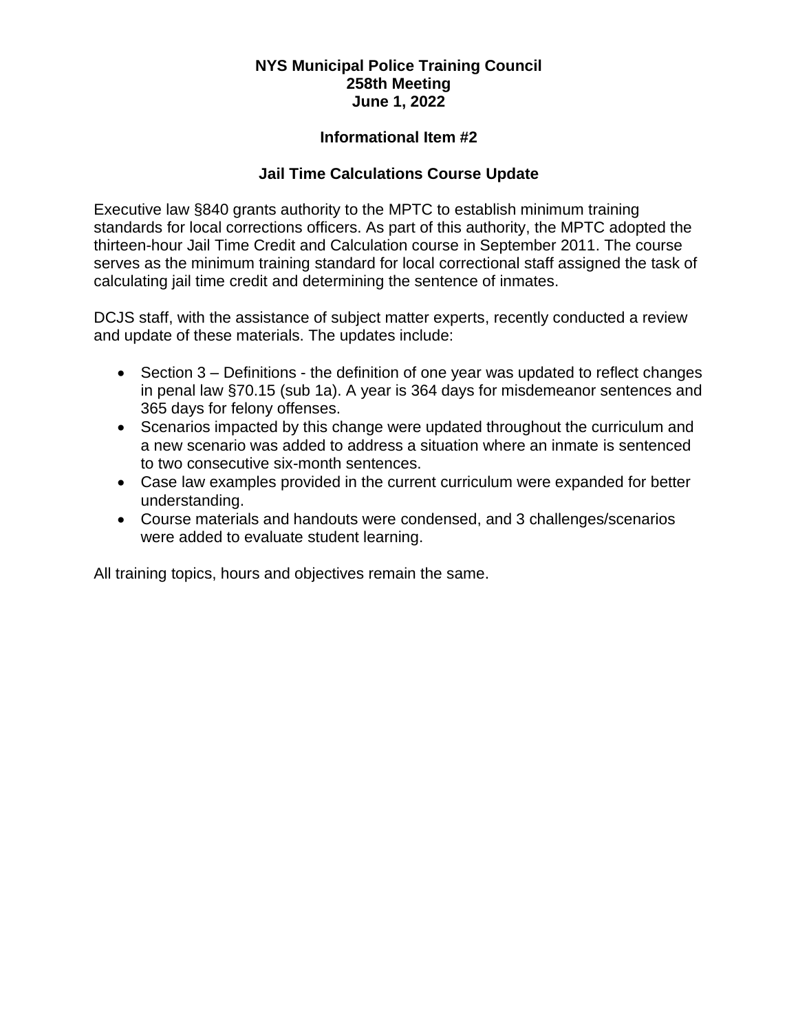**NYS Municipal Police Training Council**
**258th Meeting**
**June 1, 2022**

**Informational Item #2**

**Jail Time Calculations Course Update**

Executive law §840 grants authority to the MPTC to establish minimum training standards for local corrections officers. As part of this authority, the MPTC adopted the thirteen-hour Jail Time Credit and Calculation course in September 2011. The course serves as the minimum training standard for local correctional staff assigned the task of calculating jail time credit and determining the sentence of inmates.

DCJS staff, with the assistance of subject matter experts, recently conducted a review and update of these materials. The updates include:

- Section 3 – Definitions - the definition of one year was updated to reflect changes in penal law §70.15 (sub 1a). A year is 364 days for misdemeanor sentences and 365 days for felony offenses.
- Scenarios impacted by this change were updated throughout the curriculum and a new scenario was added to address a situation where an inmate is sentenced to two consecutive six-month sentences.
- Case law examples provided in the current curriculum were expanded for better understanding.
- Course materials and handouts were condensed, and 3 challenges/scenarios were added to evaluate student learning.

All training topics, hours and objectives remain the same.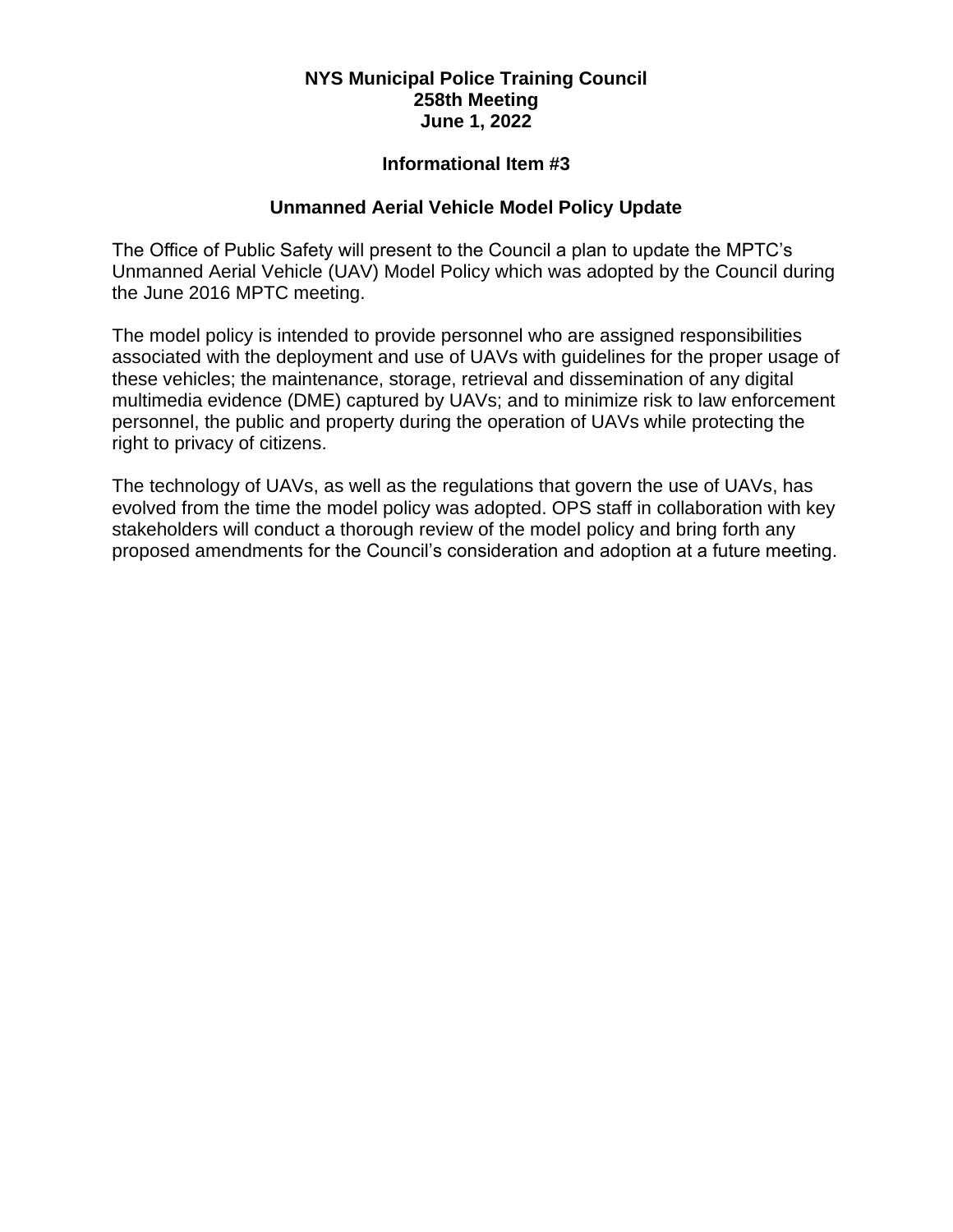**NYS Municipal Police Training Council**
**258th Meeting**
**June 1, 2022**

## Informational Item #3

## Unmanned Aerial Vehicle Model Policy Update

The Office of Public Safety will present to the Council a plan to update the MPTC's Unmanned Aerial Vehicle (UAV) Model Policy which was adopted by the Council during the June 2016 MPTC meeting.

The model policy is intended to provide personnel who are assigned responsibilities associated with the deployment and use of UAVs with guidelines for the proper usage of these vehicles; the maintenance, storage, retrieval and dissemination of any digital multimedia evidence (DME) captured by UAVs; and to minimize risk to law enforcement personnel, the public and property during the operation of UAVs while protecting the right to privacy of citizens.

The technology of UAVs, as well as the regulations that govern the use of UAVs, has evolved from the time the model policy was adopted. OPS staff in collaboration with key stakeholders will conduct a thorough review of the model policy and bring forth any proposed amendments for the Council's consideration and adoption at a future meeting.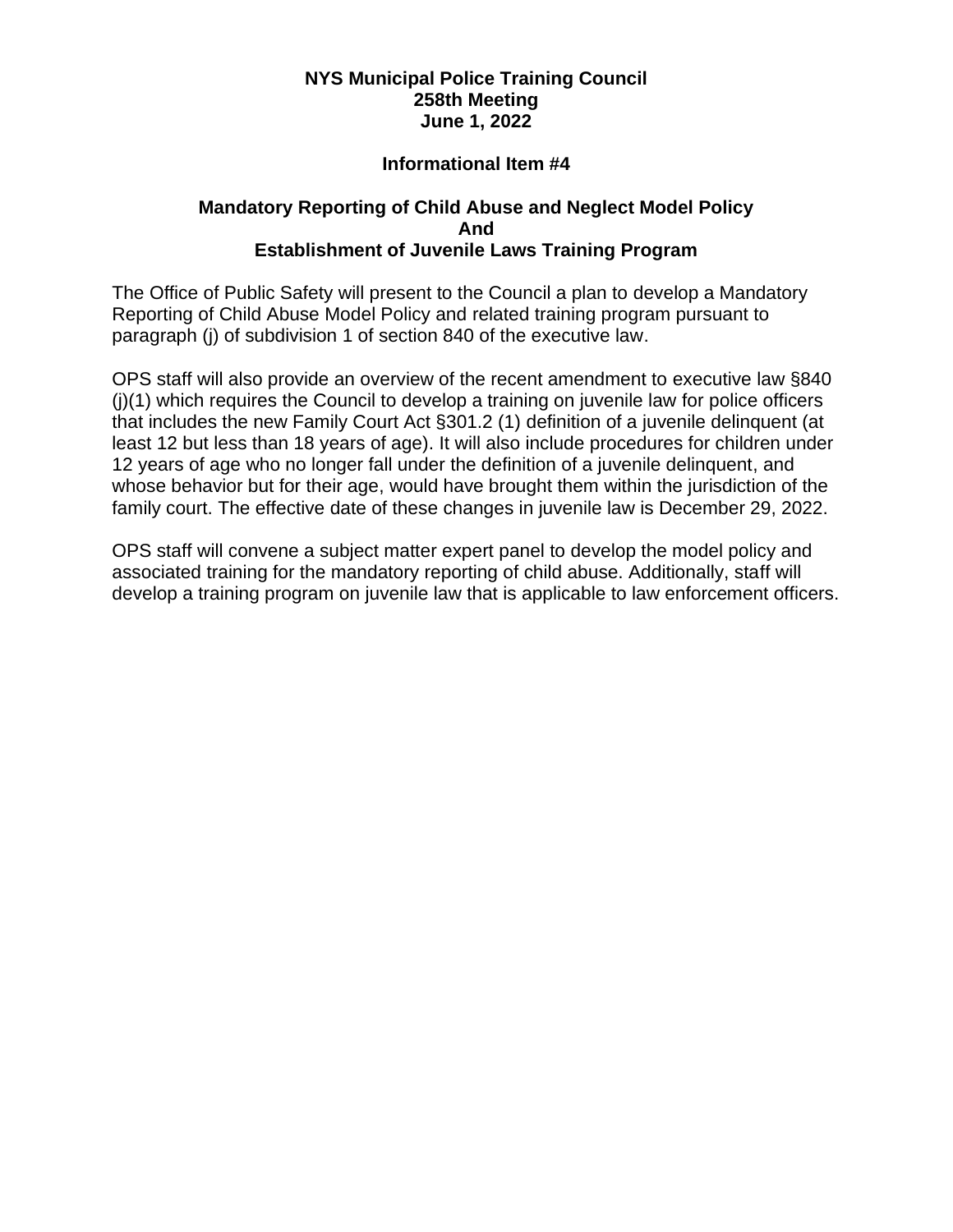**NYS Municipal Police Training Council**
**258th Meeting**
**June 1, 2022**

**Informational Item #4**

## Mandatory Reporting of Child Abuse and Neglect Model Policy And Establishment of Juvenile Laws Training Program

The Office of Public Safety will present to the Council a plan to develop a Mandatory Reporting of Child Abuse Model Policy and related training program pursuant to paragraph (j) of subdivision 1 of section 840 of the executive law.

OPS staff will also provide an overview of the recent amendment to executive law §840 (j)(1) which requires the Council to develop a training on juvenile law for police officers that includes the new Family Court Act §301.2 (1) definition of a juvenile delinquent (at least 12 but less than 18 years of age). It will also include procedures for children under 12 years of age who no longer fall under the definition of a juvenile delinquent, and whose behavior but for their age, would have brought them within the jurisdiction of the family court. The effective date of these changes in juvenile law is December 29, 2022.

OPS staff will convene a subject matter expert panel to develop the model policy and associated training for the mandatory reporting of child abuse. Additionally, staff will develop a training program on juvenile law that is applicable to law enforcement officers.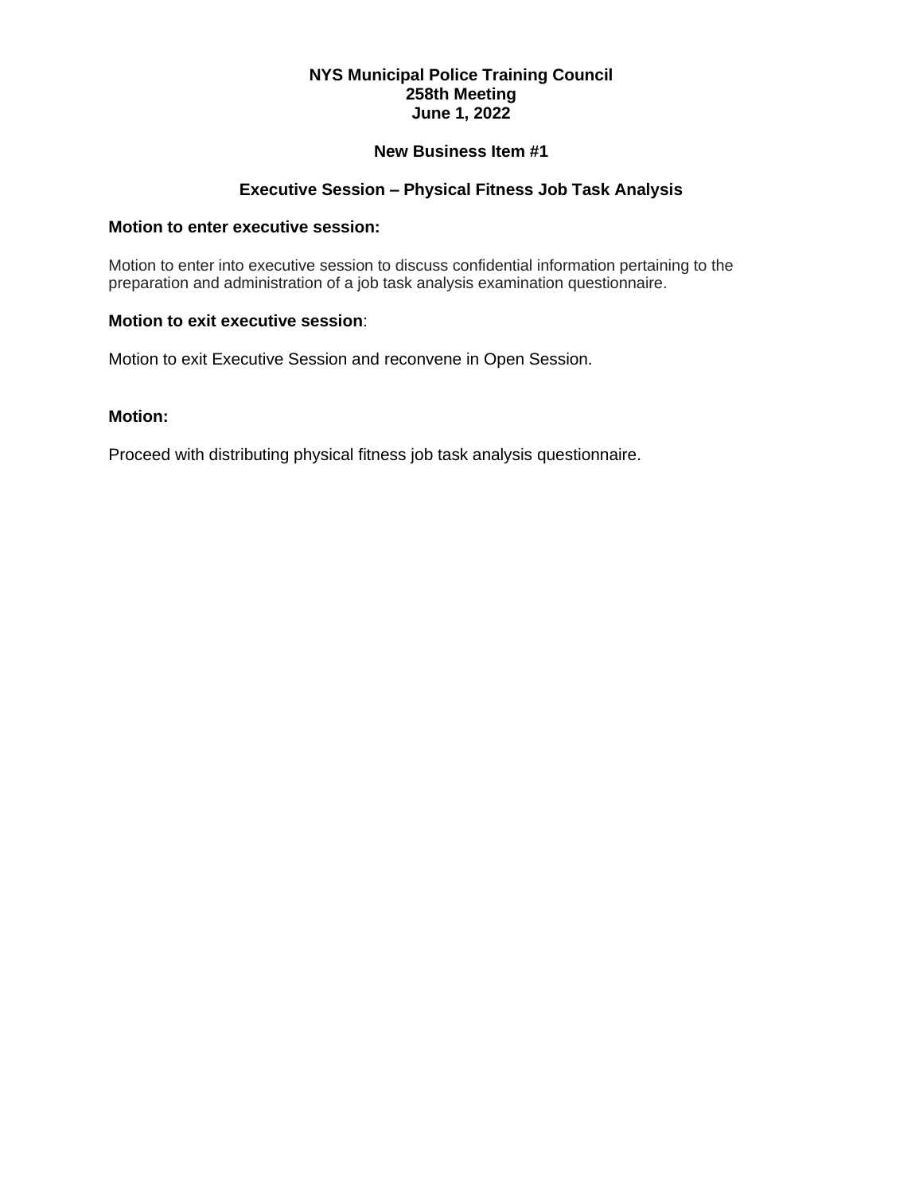**NYS Municipal Police Training Council**
**258th Meeting**
**June 1, 2022**

**New Business Item #1**

**Executive Session – Physical Fitness Job Task Analysis**

**Motion to enter executive session:**

Motion to enter into executive session to discuss confidential information pertaining to the preparation and administration of a job task analysis examination questionnaire.

**Motion to exit executive session**:

Motion to exit Executive Session and reconvene in Open Session.

**Motion:**

Proceed with distributing physical fitness job task analysis questionnaire.